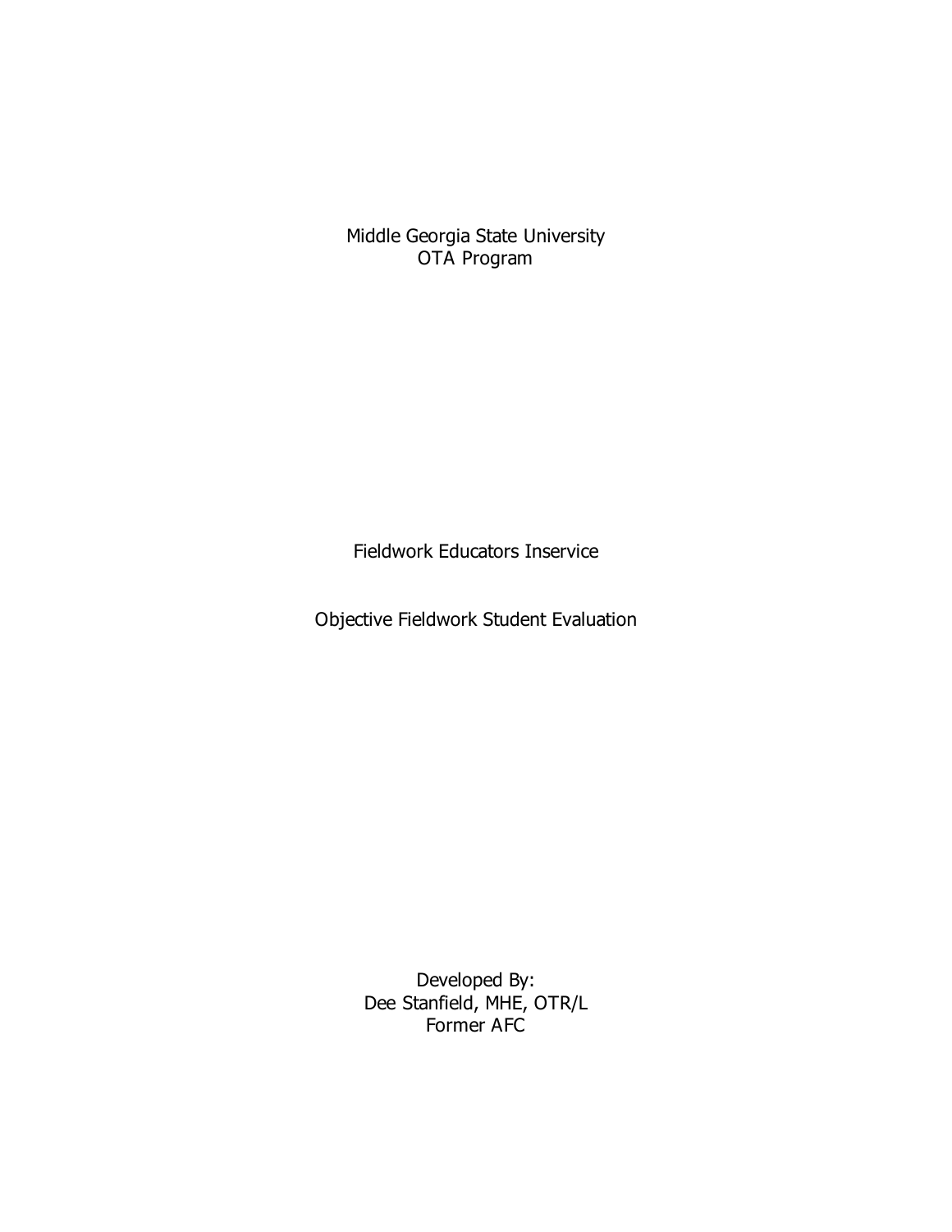Middle Georgia State University
OTA Program

# Fieldwork Educators Inservice

## Objective Fieldwork Student Evaluation

Developed By:
Dee Stanfield, MHE, OTR/L
Former AFC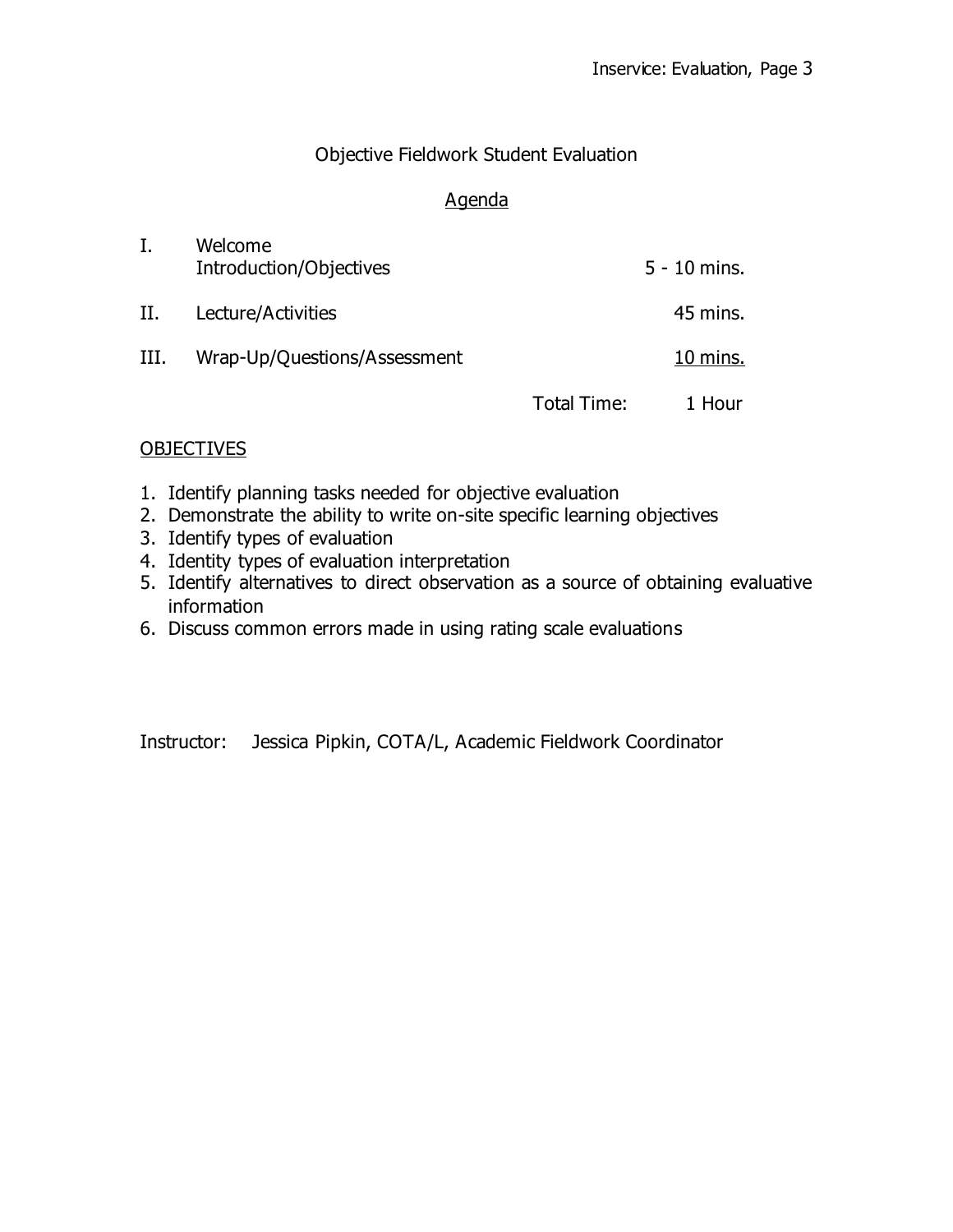# Objective Fieldwork Student Evaluation

## Agenda

| | | |
|---|---|---|
| I. | Welcome<br>Introduction/Objectives | 5 - 10 mins. |
| II. | Lecture/Activities | 45 mins. |
| III. | Wrap-Up/Questions/Assessment | 10 mins. |
| | Total Time: | 1 Hour |

## OBJECTIVES

1. Identify planning tasks needed for objective evaluation
2. Demonstrate the ability to write on-site specific learning objectives
3. Identify types of evaluation
4. Identity types of evaluation interpretation
5. Identify alternatives to direct observation as a source of obtaining evaluative information
6. Discuss common errors made in using rating scale evaluations

Instructor: Jessica Pipkin, COTA/L, Academic Fieldwork Coordinator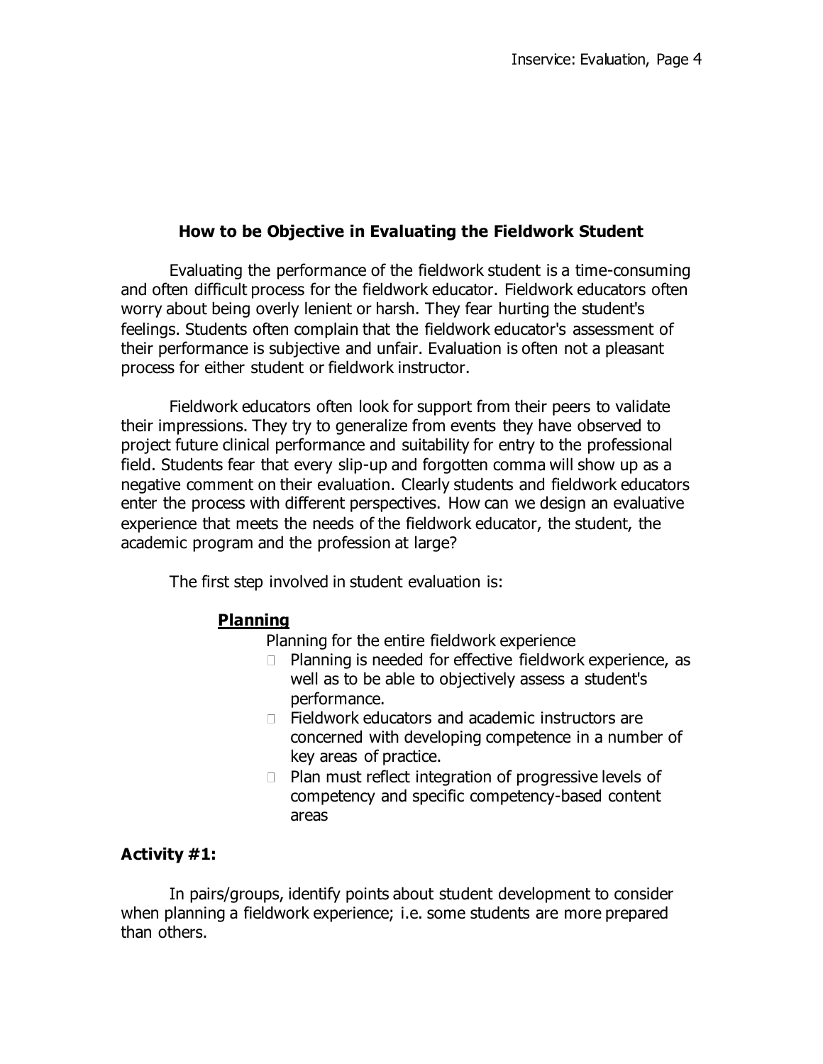## How to be Objective in Evaluating the Fieldwork Student

Evaluating the performance of the fieldwork student is a time-consuming and often difficult process for the fieldwork educator. Fieldwork educators often worry about being overly lenient or harsh. They fear hurting the student's feelings. Students often complain that the fieldwork educator's assessment of their performance is subjective and unfair. Evaluation is often not a pleasant process for either student or fieldwork instructor.

Fieldwork educators often look for support from their peers to validate their impressions. They try to generalize from events they have observed to project future clinical performance and suitability for entry to the professional field. Students fear that every slip-up and forgotten comma will show up as a negative comment on their evaluation. Clearly students and fieldwork educators enter the process with different perspectives. How can we design an evaluative experience that meets the needs of the fieldwork educator, the student, the academic program and the profession at large?

The first step involved in student evaluation is:

### Planning

Planning for the entire fieldwork experience

- Planning is needed for effective fieldwork experience, as well as to be able to objectively assess a student's performance.
- Fieldwork educators and academic instructors are concerned with developing competence in a number of key areas of practice.
- Plan must reflect integration of progressive levels of competency and specific competency-based content areas

**Activity #1:**

In pairs/groups, identify points about student development to consider when planning a fieldwork experience; i.e. some students are more prepared than others.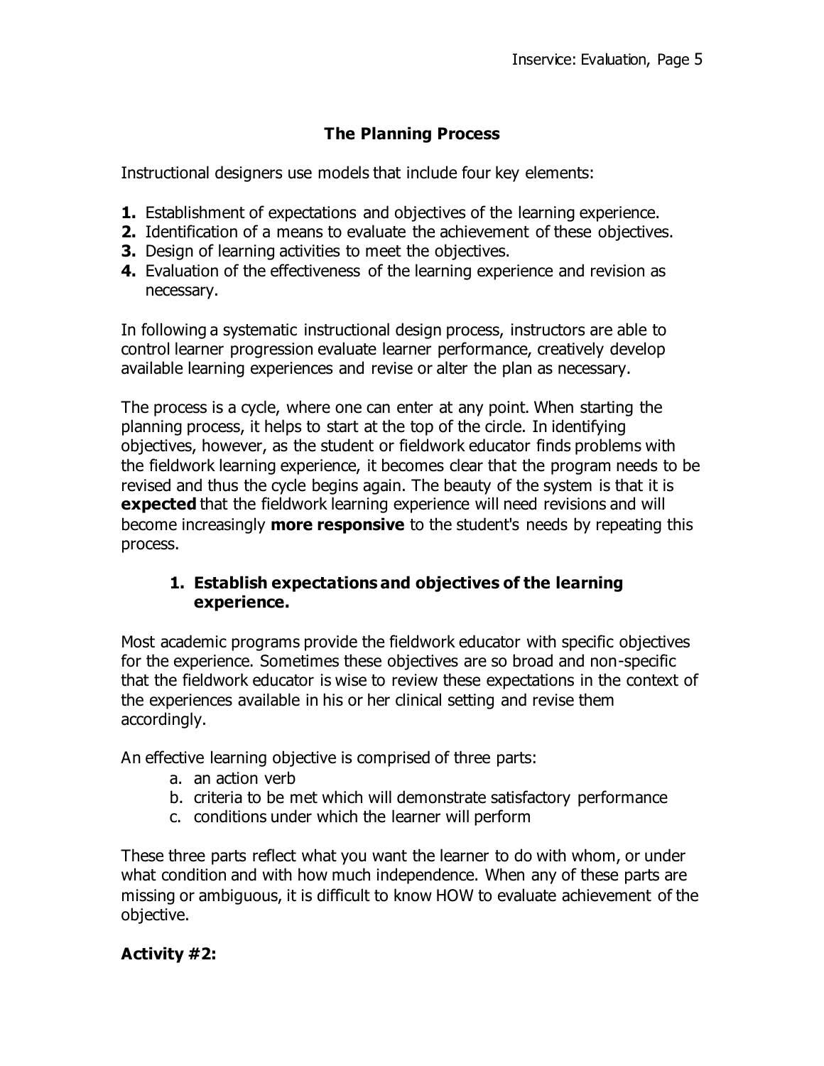## The Planning Process

Instructional designers use models that include four key elements:

1. Establishment of expectations and objectives of the learning experience.
2. Identification of a means to evaluate the achievement of these objectives.
3. Design of learning activities to meet the objectives.
4. Evaluation of the effectiveness of the learning experience and revision as necessary.

In following a systematic instructional design process, instructors are able to control learner progression evaluate learner performance, creatively develop available learning experiences and revise or alter the plan as necessary.

The process is a cycle, where one can enter at any point. When starting the planning process, it helps to start at the top of the circle. In identifying objectives, however, as the student or fieldwork educator finds problems with the fieldwork learning experience, it becomes clear that the program needs to be revised and thus the cycle begins again. The beauty of the system is that it is **expected** that the fieldwork learning experience will need revisions and will become increasingly **more responsive** to the student's needs by repeating this process.

### 1. Establish expectations and objectives of the learning experience.

Most academic programs provide the fieldwork educator with specific objectives for the experience. Sometimes these objectives are so broad and non-specific that the fieldwork educator is wise to review these expectations in the context of the experiences available in his or her clinical setting and revise them accordingly.

An effective learning objective is comprised of three parts:

a. an action verb
b. criteria to be met which will demonstrate satisfactory performance
c. conditions under which the learner will perform

These three parts reflect what you want the learner to do with whom, or under what condition and with how much independence. When any of these parts are missing or ambiguous, it is difficult to know HOW to evaluate achievement of the objective.

### Activity #2: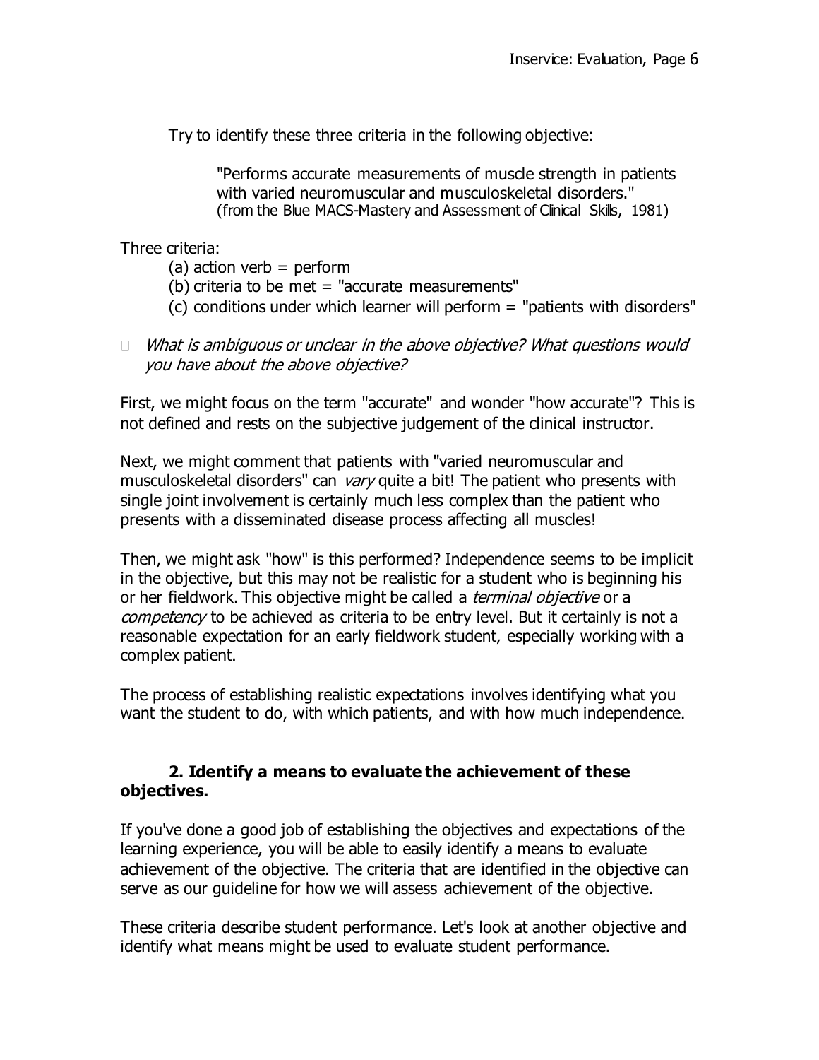Try to identify these three criteria in the following objective:

> "Performs accurate measurements of muscle strength in patients with varied neuromuscular and musculoskeletal disorders."
> (from the Blue MACS-Mastery and Assessment of Clinical Skills, 1981)

Three criteria:

(a) action verb = perform
(b) criteria to be met = "accurate measurements"
(c) conditions under which learner will perform = "patients with disorders"

- *What is ambiguous or unclear in the above objective? What questions would you have about the above objective?*

First, we might focus on the term "accurate" and wonder "how accurate"? This is not defined and rests on the subjective judgement of the clinical instructor.

Next, we might comment that patients with "varied neuromuscular and musculoskeletal disorders" can *vary* quite a bit! The patient who presents with single joint involvement is certainly much less complex than the patient who presents with a disseminated disease process affecting all muscles!

Then, we might ask "how" is this performed? Independence seems to be implicit in the objective, but this may not be realistic for a student who is beginning his or her fieldwork. This objective might be called a *terminal objective* or a *competency* to be achieved as criteria to be entry level. But it certainly is not a reasonable expectation for an early fieldwork student, especially working with a complex patient.

The process of establishing realistic expectations involves identifying what you want the student to do, with which patients, and with how much independence.

### 2. Identify a means to evaluate the achievement of these objectives.

If you've done a good job of establishing the objectives and expectations of the learning experience, you will be able to easily identify a means to evaluate achievement of the objective. The criteria that are identified in the objective can serve as our guideline for how we will assess achievement of the objective.

These criteria describe student performance. Let's look at another objective and identify what means might be used to evaluate student performance.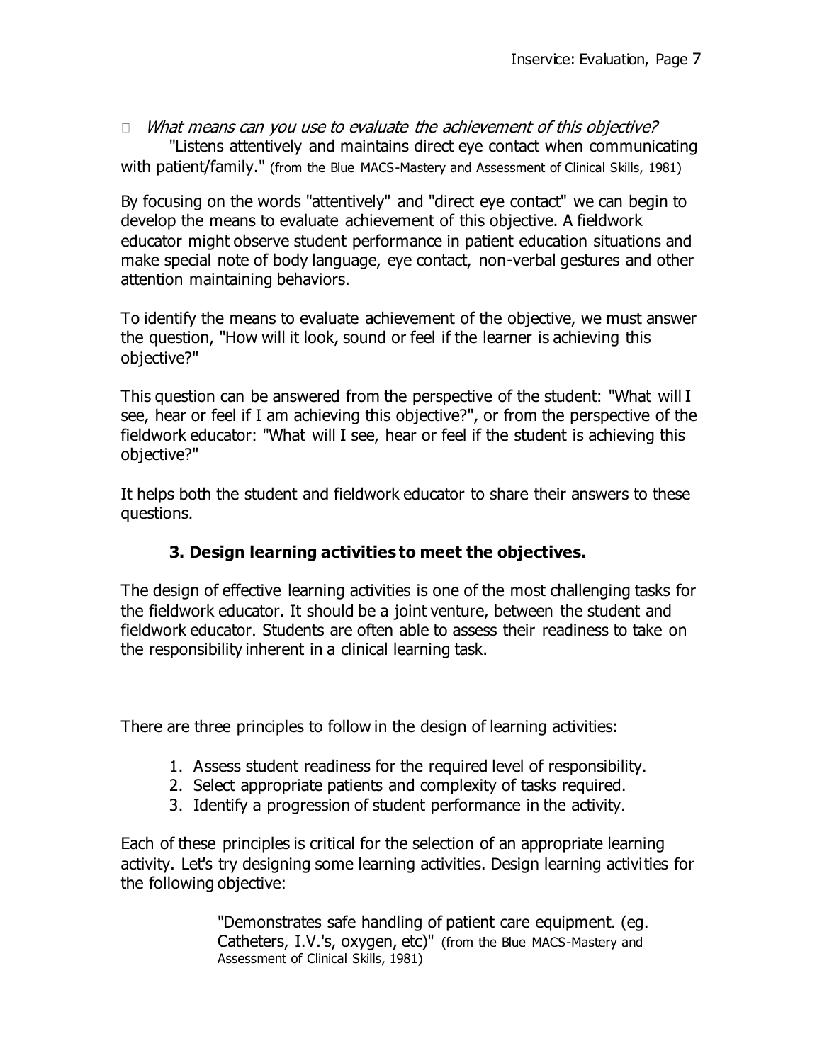- *What means can you use to evaluate the achievement of this objective?*

  "Listens attentively and maintains direct eye contact when communicating with patient/family." (from the Blue MACS-Mastery and Assessment of Clinical Skills, 1981)

By focusing on the words "attentively" and "direct eye contact" we can begin to develop the means to evaluate achievement of this objective. A fieldwork educator might observe student performance in patient education situations and make special note of body language, eye contact, non-verbal gestures and other attention maintaining behaviors.

To identify the means to evaluate achievement of the objective, we must answer the question, "How will it look, sound or feel if the learner is achieving this objective?"

This question can be answered from the perspective of the student: "What will I see, hear or feel if I am achieving this objective?", or from the perspective of the fieldwork educator: "What will I see, hear or feel if the student is achieving this objective?"

It helps both the student and fieldwork educator to share their answers to these questions.

### 3. Design learning activities to meet the objectives.

The design of effective learning activities is one of the most challenging tasks for the fieldwork educator. It should be a joint venture, between the student and fieldwork educator. Students are often able to assess their readiness to take on the responsibility inherent in a clinical learning task.

There are three principles to follow in the design of learning activities:

1. Assess student readiness for the required level of responsibility.
2. Select appropriate patients and complexity of tasks required.
3. Identify a progression of student performance in the activity.

Each of these principles is critical for the selection of an appropriate learning activity. Let's try designing some learning activities. Design learning activities for the following objective:

> "Demonstrates safe handling of patient care equipment. (eg. Catheters, I.V.'s, oxygen, etc)" (from the Blue MACS-Mastery and Assessment of Clinical Skills, 1981)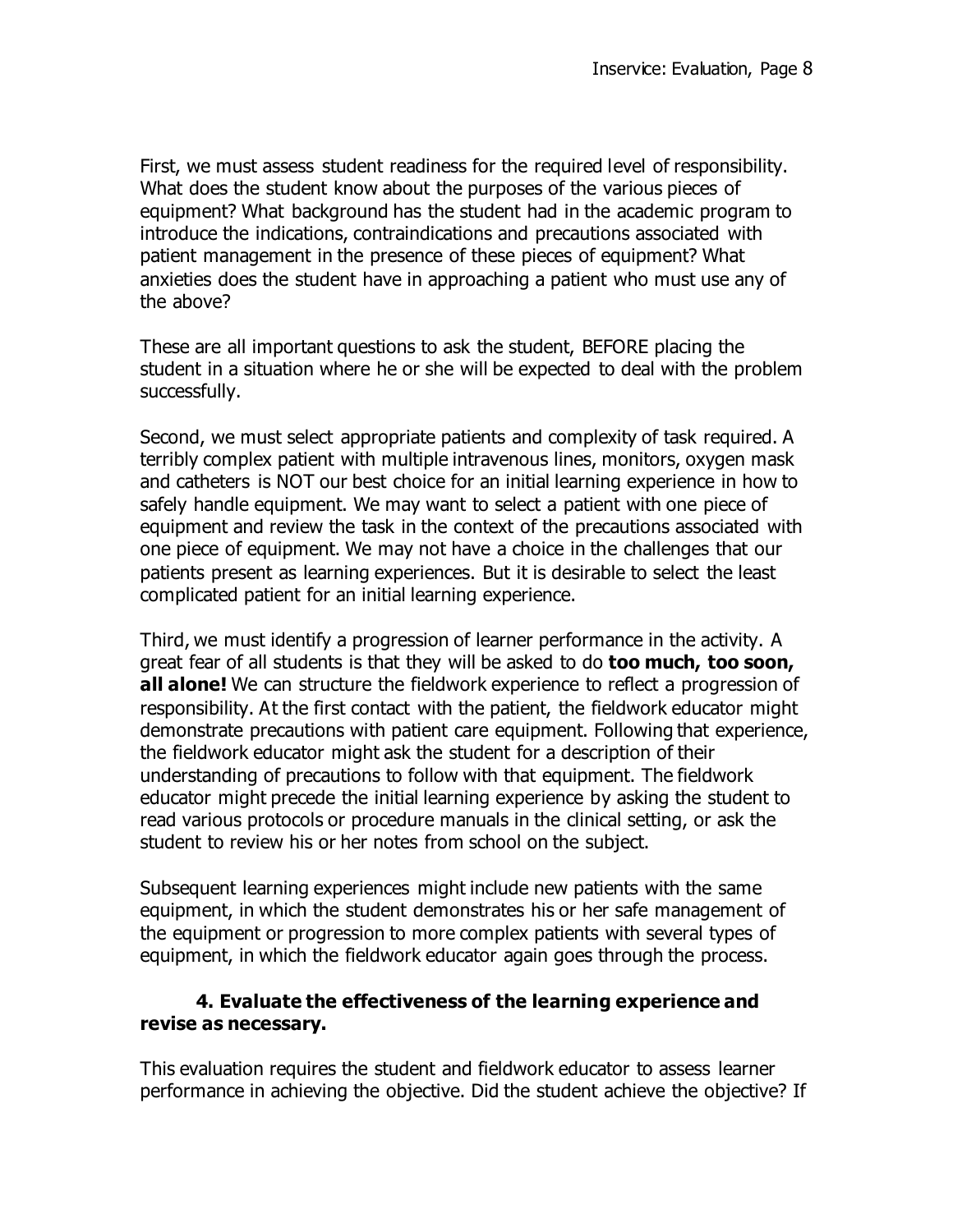First, we must assess student readiness for the required level of responsibility. What does the student know about the purposes of the various pieces of equipment? What background has the student had in the academic program to introduce the indications, contraindications and precautions associated with patient management in the presence of these pieces of equipment? What anxieties does the student have in approaching a patient who must use any of the above?

These are all important questions to ask the student, BEFORE placing the student in a situation where he or she will be expected to deal with the problem successfully.

Second, we must select appropriate patients and complexity of task required. A terribly complex patient with multiple intravenous lines, monitors, oxygen mask and catheters is NOT our best choice for an initial learning experience in how to safely handle equipment. We may want to select a patient with one piece of equipment and review the task in the context of the precautions associated with one piece of equipment. We may not have a choice in the challenges that our patients present as learning experiences. But it is desirable to select the least complicated patient for an initial learning experience.

Third, we must identify a progression of learner performance in the activity. A great fear of all students is that they will be asked to do **too much, too soon, all alone!** We can structure the fieldwork experience to reflect a progression of responsibility. At the first contact with the patient, the fieldwork educator might demonstrate precautions with patient care equipment. Following that experience, the fieldwork educator might ask the student for a description of their understanding of precautions to follow with that equipment. The fieldwork educator might precede the initial learning experience by asking the student to read various protocols or procedure manuals in the clinical setting, or ask the student to review his or her notes from school on the subject.

Subsequent learning experiences might include new patients with the same equipment, in which the student demonstrates his or her safe management of the equipment or progression to more complex patients with several types of equipment, in which the fieldwork educator again goes through the process.

**4. Evaluate the effectiveness of the learning experience and revise as necessary.**

This evaluation requires the student and fieldwork educator to assess learner performance in achieving the objective. Did the student achieve the objective? If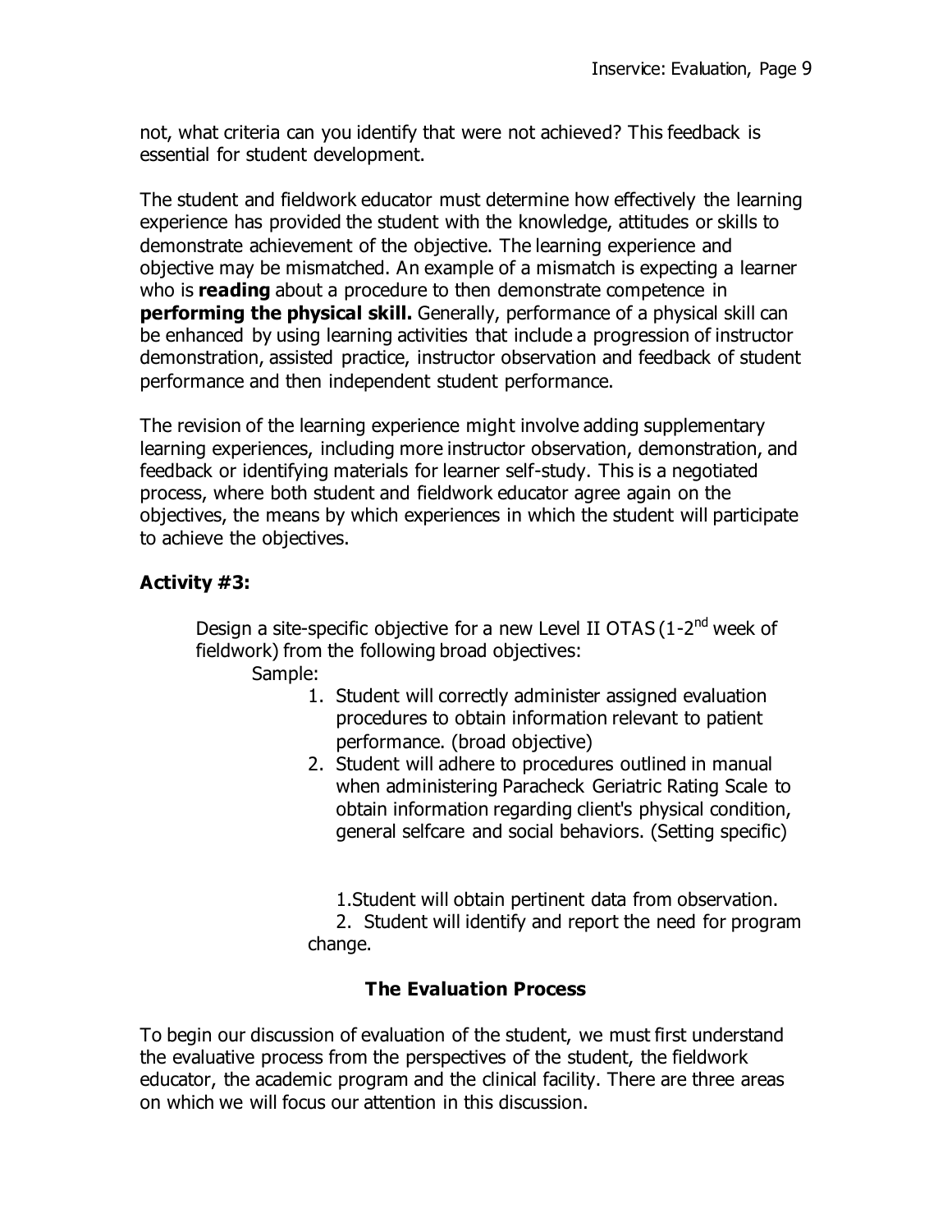not, what criteria can you identify that were not achieved? This feedback is essential for student development.

The student and fieldwork educator must determine how effectively the learning experience has provided the student with the knowledge, attitudes or skills to demonstrate achievement of the objective. The learning experience and objective may be mismatched. An example of a mismatch is expecting a learner who is **reading** about a procedure to then demonstrate competence in **performing the physical skill.** Generally, performance of a physical skill can be enhanced by using learning activities that include a progression of instructor demonstration, assisted practice, instructor observation and feedback of student performance and then independent student performance.

The revision of the learning experience might involve adding supplementary learning experiences, including more instructor observation, demonstration, and feedback or identifying materials for learner self-study. This is a negotiated process, where both student and fieldwork educator agree again on the objectives, the means by which experiences in which the student will participate to achieve the objectives.

**Activity #3:**

Design a site-specific objective for a new Level II OTAS (1-2nd week of fieldwork) from the following broad objectives:

Sample:

1. Student will correctly administer assigned evaluation procedures to obtain information relevant to patient performance. (broad objective)
2. Student will adhere to procedures outlined in manual when administering Paracheck Geriatric Rating Scale to obtain information regarding client's physical condition, general selfcare and social behaviors. (Setting specific)

1. Student will obtain pertinent data from observation.
2. Student will identify and report the need for program change.

## The Evaluation Process

To begin our discussion of evaluation of the student, we must first understand the evaluative process from the perspectives of the student, the fieldwork educator, the academic program and the clinical facility. There are three areas on which we will focus our attention in this discussion.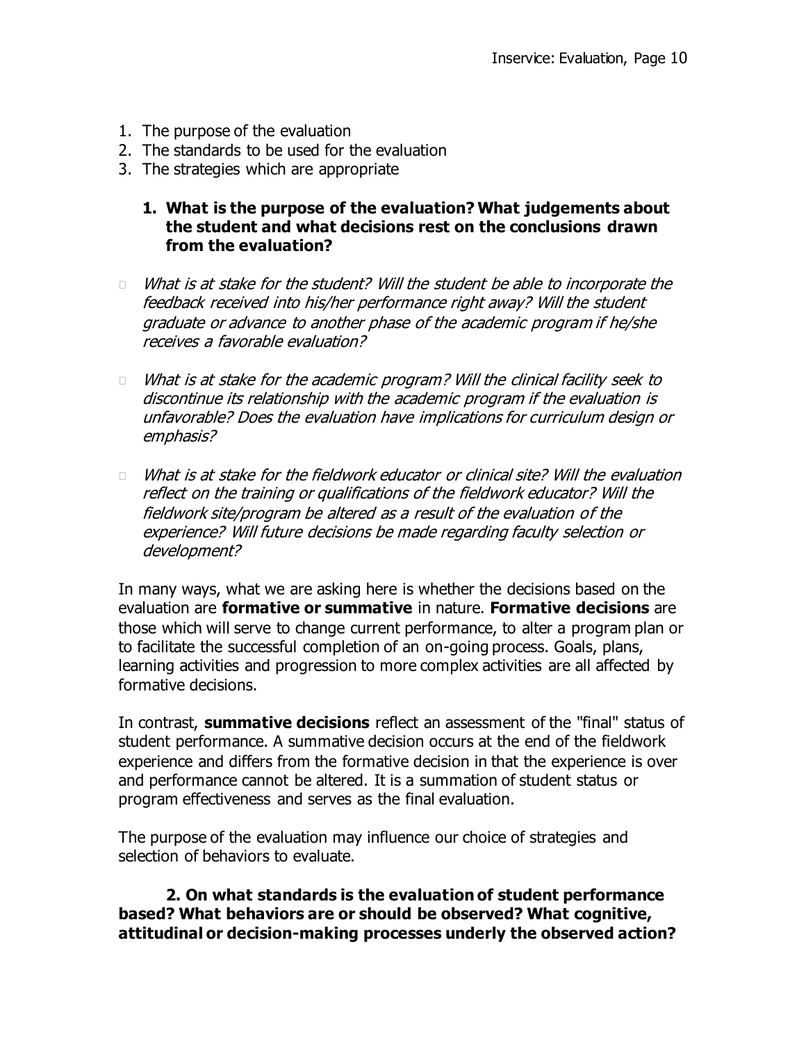1. The purpose of the evaluation
2. The standards to be used for the evaluation
3. The strategies which are appropriate

**1. What is the purpose of the evaluation? What judgements about the student and what decisions rest on the conclusions drawn from the evaluation?**

- *What is at stake for the student? Will the student be able to incorporate the feedback received into his/her performance right away? Will the student graduate or advance to another phase of the academic program if he/she receives a favorable evaluation?*

- *What is at stake for the academic program? Will the clinical facility seek to discontinue its relationship with the academic program if the evaluation is unfavorable? Does the evaluation have implications for curriculum design or emphasis?*

- *What is at stake for the fieldwork educator or clinical site? Will the evaluation reflect on the training or qualifications of the fieldwork educator? Will the fieldwork site/program be altered as a result of the evaluation of the experience? Will future decisions be made regarding faculty selection or development?*

In many ways, what we are asking here is whether the decisions based on the evaluation are **formative or summative** in nature. **Formative decisions** are those which will serve to change current performance, to alter a program plan or to facilitate the successful completion of an on-going process. Goals, plans, learning activities and progression to more complex activities are all affected by formative decisions.

In contrast, **summative decisions** reflect an assessment of the "final" status of student performance. A summative decision occurs at the end of the fieldwork experience and differs from the formative decision in that the experience is over and performance cannot be altered. It is a summation of student status or program effectiveness and serves as the final evaluation.

The purpose of the evaluation may influence our choice of strategies and selection of behaviors to evaluate.

**2. On what standards is the evaluation of student performance based? What behaviors are or should be observed? What cognitive, attitudinal or decision-making processes underly the observed action?**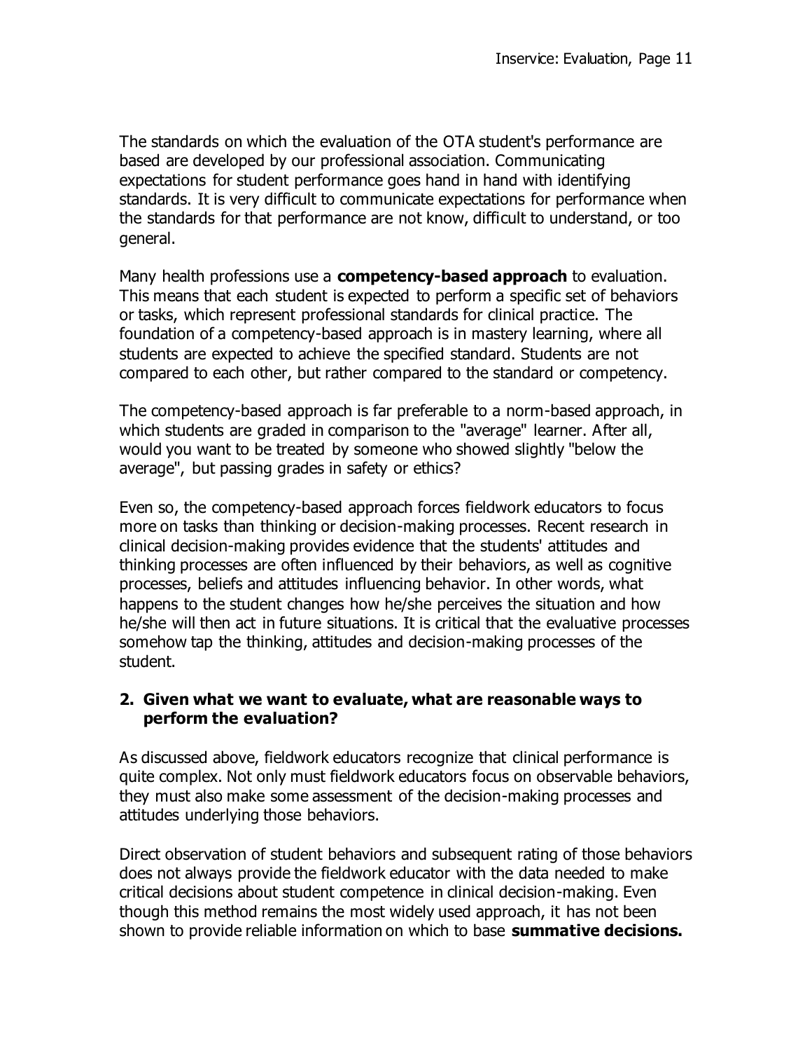The standards on which the evaluation of the OTA student's performance are based are developed by our professional association. Communicating expectations for student performance goes hand in hand with identifying standards. It is very difficult to communicate expectations for performance when the standards for that performance are not know, difficult to understand, or too general.

Many health professions use a **competency-based approach** to evaluation. This means that each student is expected to perform a specific set of behaviors or tasks, which represent professional standards for clinical practice. The foundation of a competency-based approach is in mastery learning, where all students are expected to achieve the specified standard. Students are not compared to each other, but rather compared to the standard or competency.

The competency-based approach is far preferable to a norm-based approach, in which students are graded in comparison to the "average" learner. After all, would you want to be treated by someone who showed slightly "below the average", but passing grades in safety or ethics?

Even so, the competency-based approach forces fieldwork educators to focus more on tasks than thinking or decision-making processes. Recent research in clinical decision-making provides evidence that the students' attitudes and thinking processes are often influenced by their behaviors, as well as cognitive processes, beliefs and attitudes influencing behavior. In other words, what happens to the student changes how he/she perceives the situation and how he/she will then act in future situations. It is critical that the evaluative processes somehow tap the thinking, attitudes and decision-making processes of the student.

**2. Given what we want to evaluate, what are reasonable ways to perform the evaluation?**

As discussed above, fieldwork educators recognize that clinical performance is quite complex. Not only must fieldwork educators focus on observable behaviors, they must also make some assessment of the decision-making processes and attitudes underlying those behaviors.

Direct observation of student behaviors and subsequent rating of those behaviors does not always provide the fieldwork educator with the data needed to make critical decisions about student competence in clinical decision-making. Even though this method remains the most widely used approach, it has not been shown to provide reliable information on which to base **summative decisions.**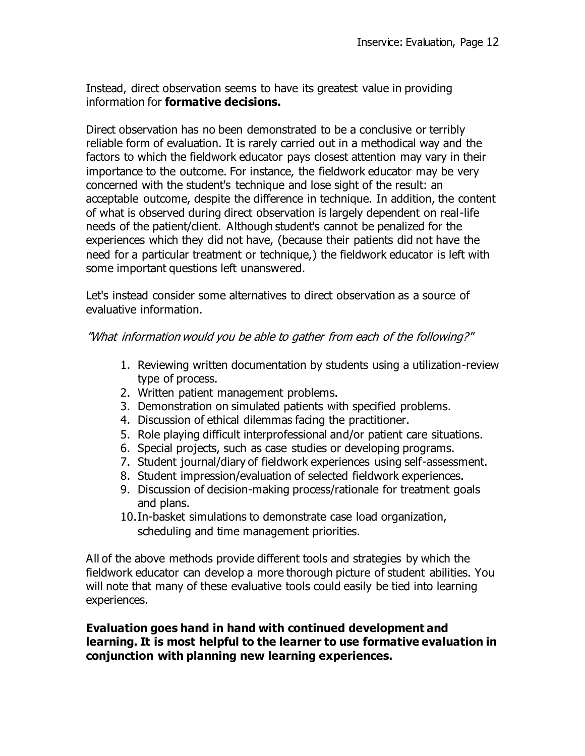Instead, direct observation seems to have its greatest value in providing information for **formative decisions.**

Direct observation has no been demonstrated to be a conclusive or terribly reliable form of evaluation. It is rarely carried out in a methodical way and the factors to which the fieldwork educator pays closest attention may vary in their importance to the outcome. For instance, the fieldwork educator may be very concerned with the student's technique and lose sight of the result: an acceptable outcome, despite the difference in technique. In addition, the content of what is observed during direct observation is largely dependent on real-life needs of the patient/client. Although student's cannot be penalized for the experiences which they did not have, (because their patients did not have the need for a particular treatment or technique,) the fieldwork educator is left with some important questions left unanswered.

Let's instead consider some alternatives to direct observation as a source of evaluative information.

*"What information would you be able to gather from each of the following?"*

1. Reviewing written documentation by students using a utilization-review type of process.
2. Written patient management problems.
3. Demonstration on simulated patients with specified problems.
4. Discussion of ethical dilemmas facing the practitioner.
5. Role playing difficult interprofessional and/or patient care situations.
6. Special projects, such as case studies or developing programs.
7. Student journal/diary of fieldwork experiences using self-assessment.
8. Student impression/evaluation of selected fieldwork experiences.
9. Discussion of decision-making process/rationale for treatment goals and plans.
10. In-basket simulations to demonstrate case load organization, scheduling and time management priorities.

All of the above methods provide different tools and strategies by which the fieldwork educator can develop a more thorough picture of student abilities. You will note that many of these evaluative tools could easily be tied into learning experiences.

**Evaluation goes hand in hand with continued development and learning. It is most helpful to the learner to use formative evaluation in conjunction with planning new learning experiences.**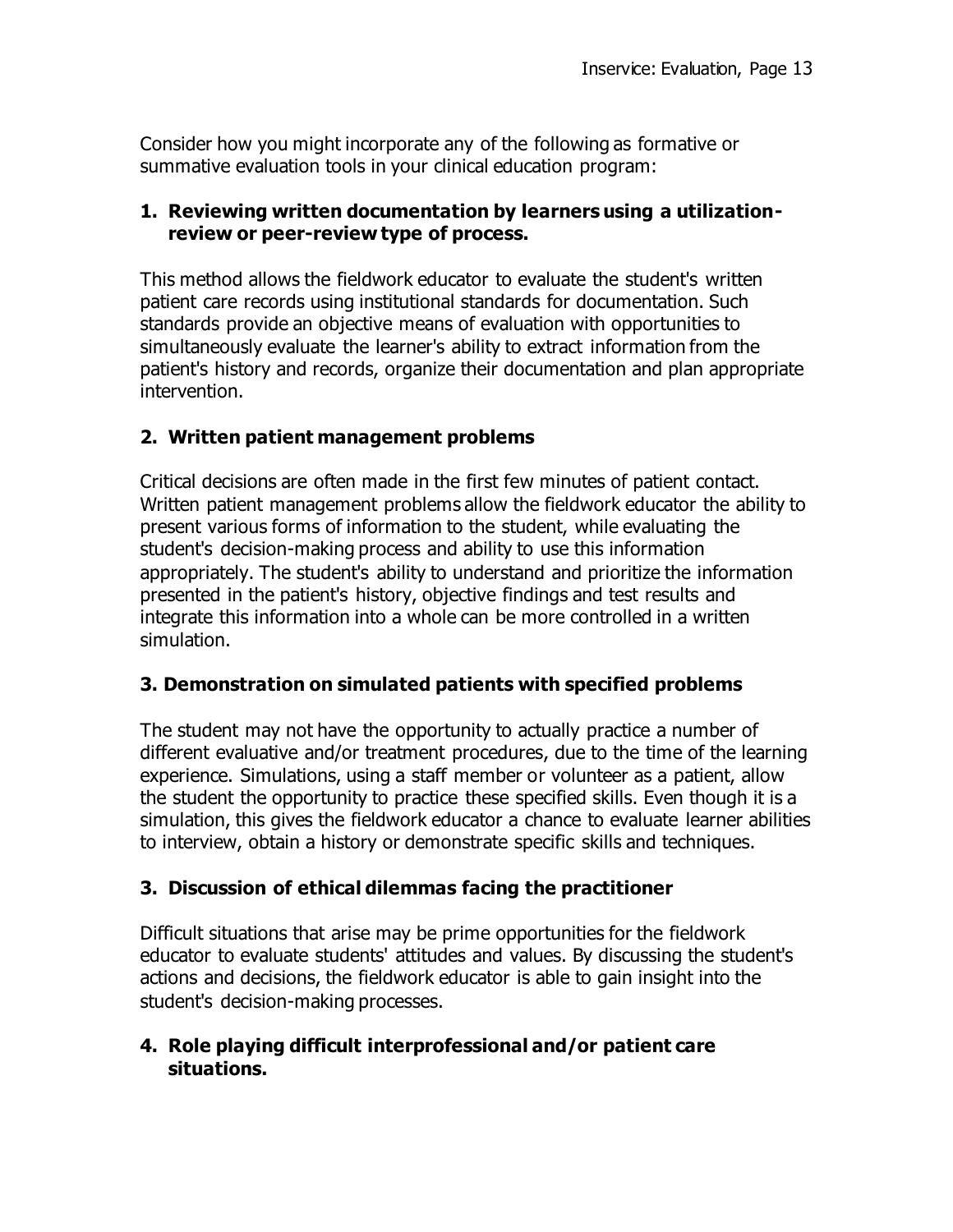Consider how you might incorporate any of the following as formative or summative evaluation tools in your clinical education program:

**1. Reviewing written documentation by learners using a utilization-review or peer-review type of process.**

This method allows the fieldwork educator to evaluate the student's written patient care records using institutional standards for documentation. Such standards provide an objective means of evaluation with opportunities to simultaneously evaluate the learner's ability to extract information from the patient's history and records, organize their documentation and plan appropriate intervention.

**2. Written patient management problems**

Critical decisions are often made in the first few minutes of patient contact. Written patient management problems allow the fieldwork educator the ability to present various forms of information to the student, while evaluating the student's decision-making process and ability to use this information appropriately. The student's ability to understand and prioritize the information presented in the patient's history, objective findings and test results and integrate this information into a whole can be more controlled in a written simulation.

**3. Demonstration on simulated patients with specified problems**

The student may not have the opportunity to actually practice a number of different evaluative and/or treatment procedures, due to the time of the learning experience. Simulations, using a staff member or volunteer as a patient, allow the student the opportunity to practice these specified skills. Even though it is a simulation, this gives the fieldwork educator a chance to evaluate learner abilities to interview, obtain a history or demonstrate specific skills and techniques.

**3. Discussion of ethical dilemmas facing the practitioner**

Difficult situations that arise may be prime opportunities for the fieldwork educator to evaluate students' attitudes and values. By discussing the student's actions and decisions, the fieldwork educator is able to gain insight into the student's decision-making processes.

**4. Role playing difficult interprofessional and/or patient care situations.**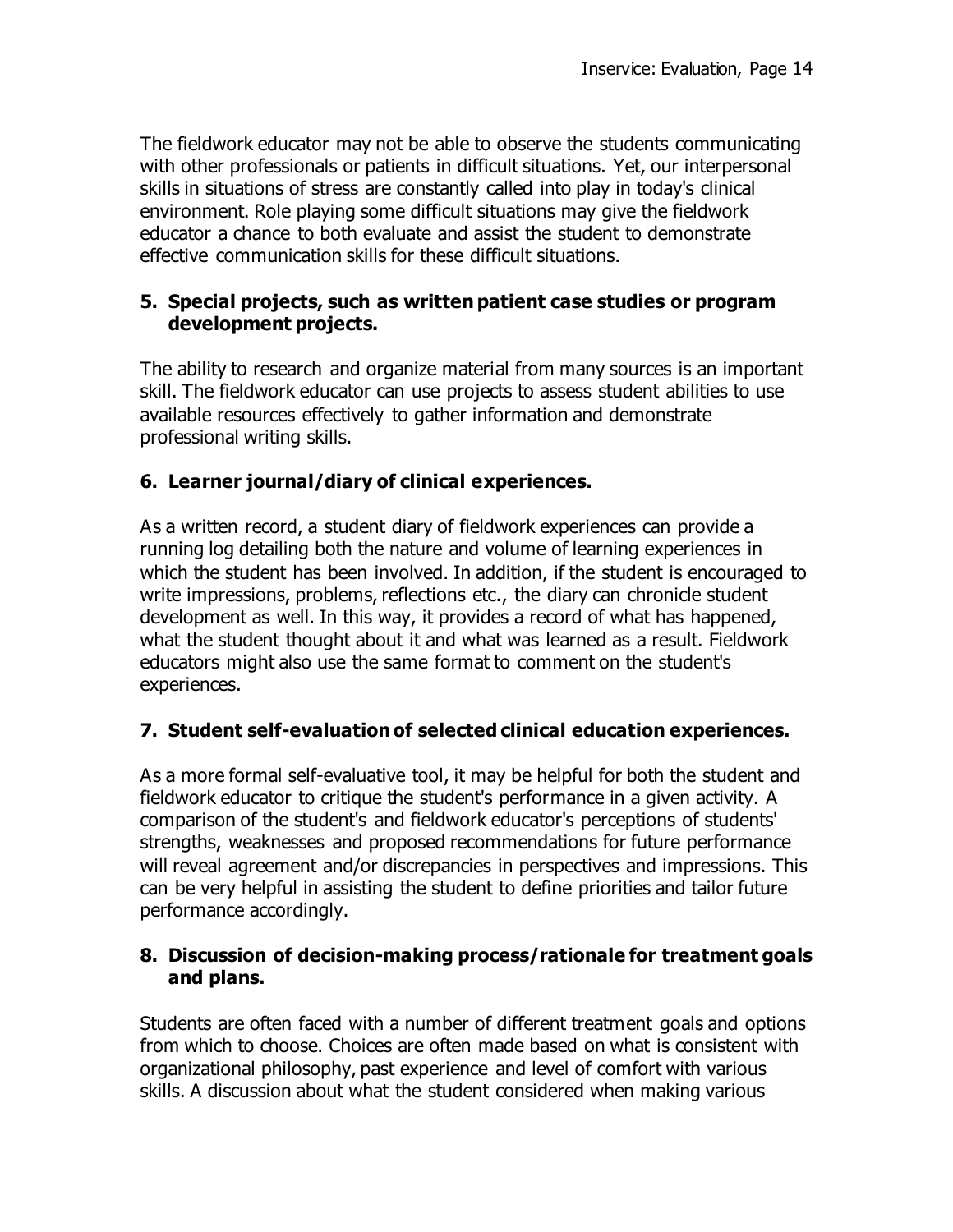The fieldwork educator may not be able to observe the students communicating with other professionals or patients in difficult situations. Yet, our interpersonal skills in situations of stress are constantly called into play in today's clinical environment. Role playing some difficult situations may give the fieldwork educator a chance to both evaluate and assist the student to demonstrate effective communication skills for these difficult situations.

**5. Special projects, such as written patient case studies or program development projects.**

The ability to research and organize material from many sources is an important skill. The fieldwork educator can use projects to assess student abilities to use available resources effectively to gather information and demonstrate professional writing skills.

**6. Learner journal/diary of clinical experiences.**

As a written record, a student diary of fieldwork experiences can provide a running log detailing both the nature and volume of learning experiences in which the student has been involved. In addition, if the student is encouraged to write impressions, problems, reflections etc., the diary can chronicle student development as well. In this way, it provides a record of what has happened, what the student thought about it and what was learned as a result. Fieldwork educators might also use the same format to comment on the student's experiences.

**7. Student self-evaluation of selected clinical education experiences.**

As a more formal self-evaluative tool, it may be helpful for both the student and fieldwork educator to critique the student's performance in a given activity. A comparison of the student's and fieldwork educator's perceptions of students' strengths, weaknesses and proposed recommendations for future performance will reveal agreement and/or discrepancies in perspectives and impressions. This can be very helpful in assisting the student to define priorities and tailor future performance accordingly.

**8. Discussion of decision-making process/rationale for treatment goals and plans.**

Students are often faced with a number of different treatment goals and options from which to choose. Choices are often made based on what is consistent with organizational philosophy, past experience and level of comfort with various skills. A discussion about what the student considered when making various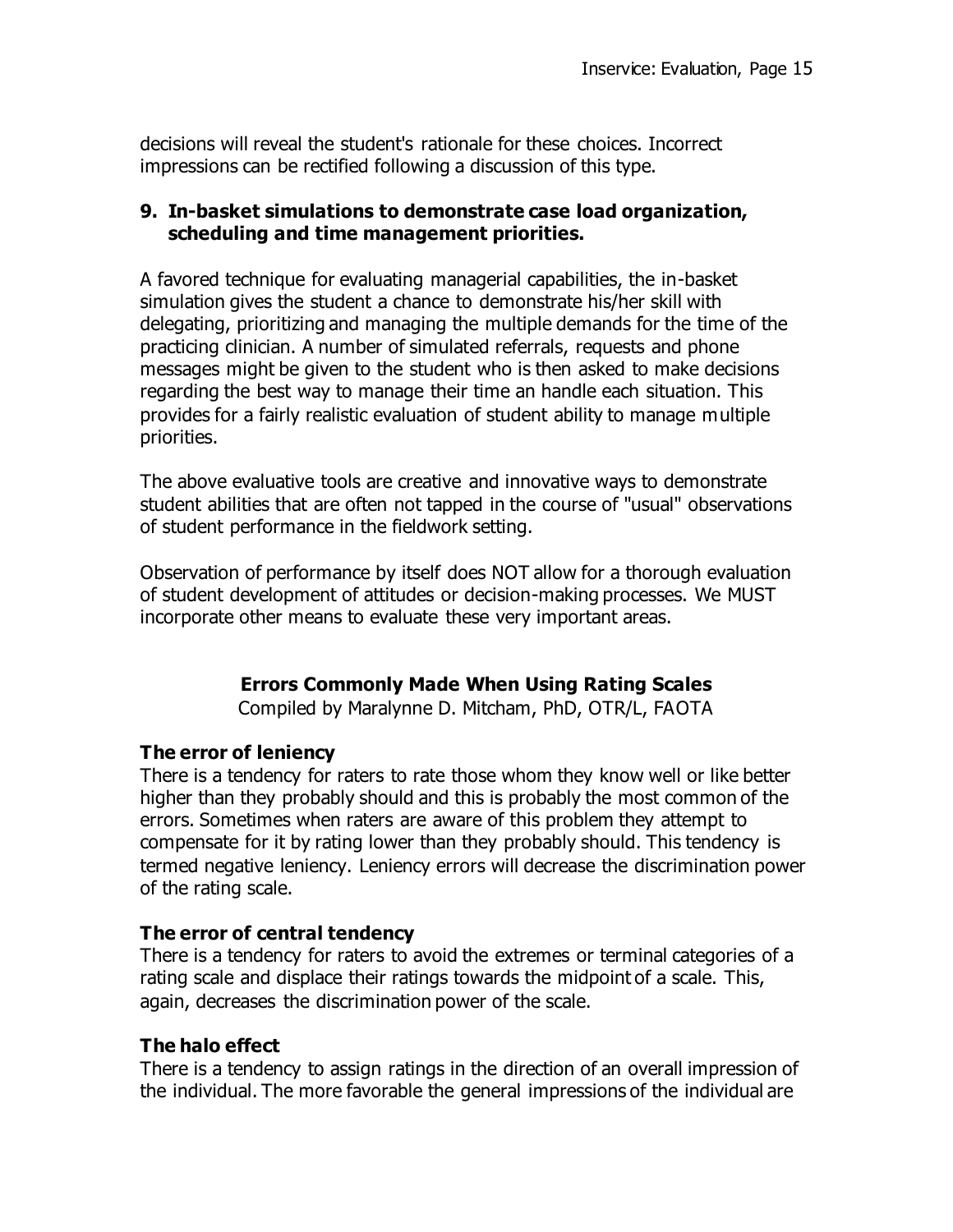decisions will reveal the student's rationale for these choices. Incorrect impressions can be rectified following a discussion of this type.

### 9. In-basket simulations to demonstrate case load organization, scheduling and time management priorities.

A favored technique for evaluating managerial capabilities, the in-basket simulation gives the student a chance to demonstrate his/her skill with delegating, prioritizing and managing the multiple demands for the time of the practicing clinician. A number of simulated referrals, requests and phone messages might be given to the student who is then asked to make decisions regarding the best way to manage their time an handle each situation. This provides for a fairly realistic evaluation of student ability to manage multiple priorities.

The above evaluative tools are creative and innovative ways to demonstrate student abilities that are often not tapped in the course of "usual" observations of student performance in the fieldwork setting.

Observation of performance by itself does NOT allow for a thorough evaluation of student development of attitudes or decision-making processes. We MUST incorporate other means to evaluate these very important areas.

## Errors Commonly Made When Using Rating Scales

Compiled by Maralynne D. Mitcham, PhD, OTR/L, FAOTA

### The error of leniency

There is a tendency for raters to rate those whom they know well or like better higher than they probably should and this is probably the most common of the errors. Sometimes when raters are aware of this problem they attempt to compensate for it by rating lower than they probably should. This tendency is termed negative leniency. Leniency errors will decrease the discrimination power of the rating scale.

### The error of central tendency

There is a tendency for raters to avoid the extremes or terminal categories of a rating scale and displace their ratings towards the midpoint of a scale. This, again, decreases the discrimination power of the scale.

### The halo effect

There is a tendency to assign ratings in the direction of an overall impression of the individual. The more favorable the general impressions of the individual are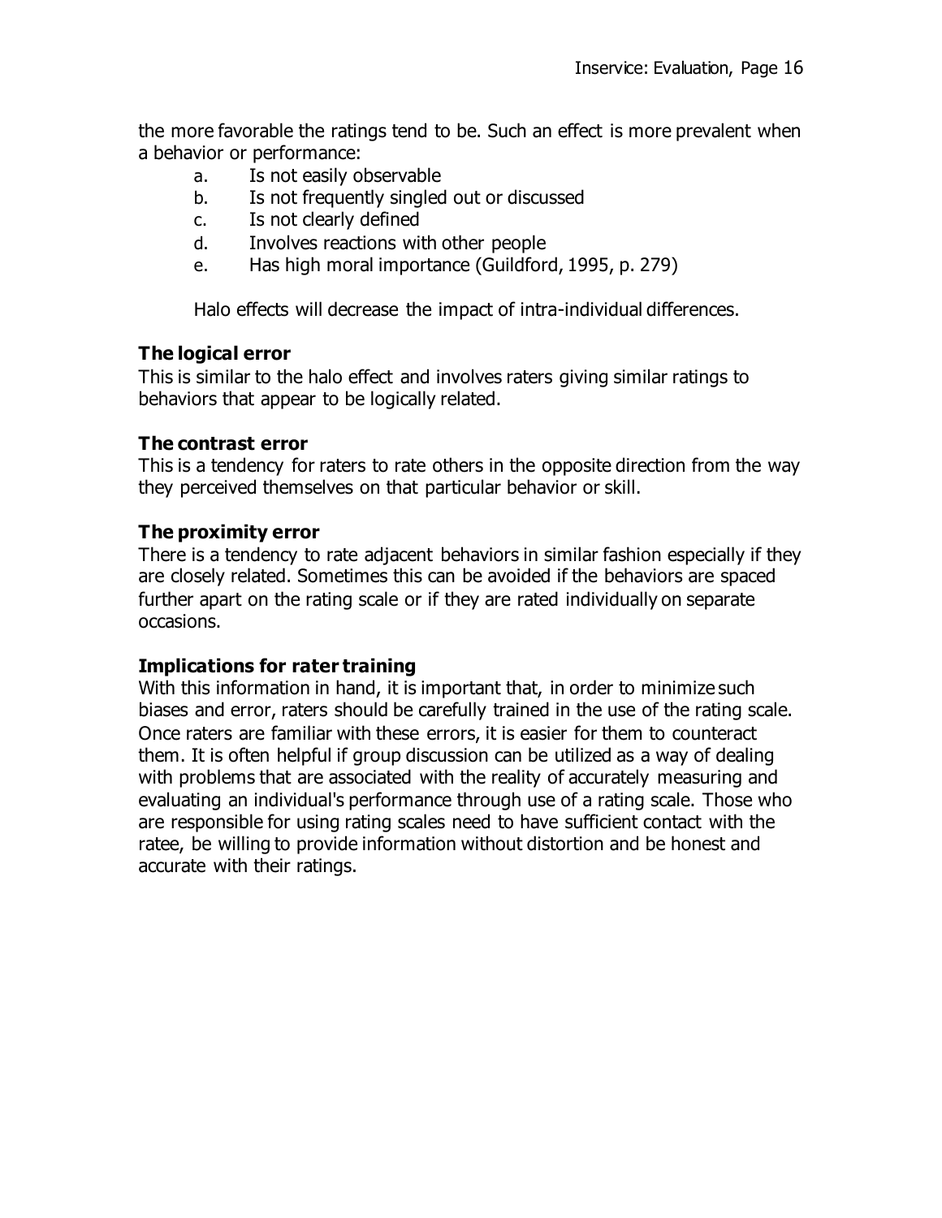the more favorable the ratings tend to be. Such an effect is more prevalent when a behavior or performance:

a. Is not easily observable
b. Is not frequently singled out or discussed
c. Is not clearly defined
d. Involves reactions with other people
e. Has high moral importance (Guildford, 1995, p. 279)

Halo effects will decrease the impact of intra-individual differences.

### The logical error

This is similar to the halo effect and involves raters giving similar ratings to behaviors that appear to be logically related.

### The contrast error

This is a tendency for raters to rate others in the opposite direction from the way they perceived themselves on that particular behavior or skill.

### The proximity error

There is a tendency to rate adjacent behaviors in similar fashion especially if they are closely related. Sometimes this can be avoided if the behaviors are spaced further apart on the rating scale or if they are rated individually on separate occasions.

### Implications for rater training

With this information in hand, it is important that, in order to minimize such biases and error, raters should be carefully trained in the use of the rating scale. Once raters are familiar with these errors, it is easier for them to counteract them. It is often helpful if group discussion can be utilized as a way of dealing with problems that are associated with the reality of accurately measuring and evaluating an individual's performance through use of a rating scale. Those who are responsible for using rating scales need to have sufficient contact with the ratee, be willing to provide information without distortion and be honest and accurate with their ratings.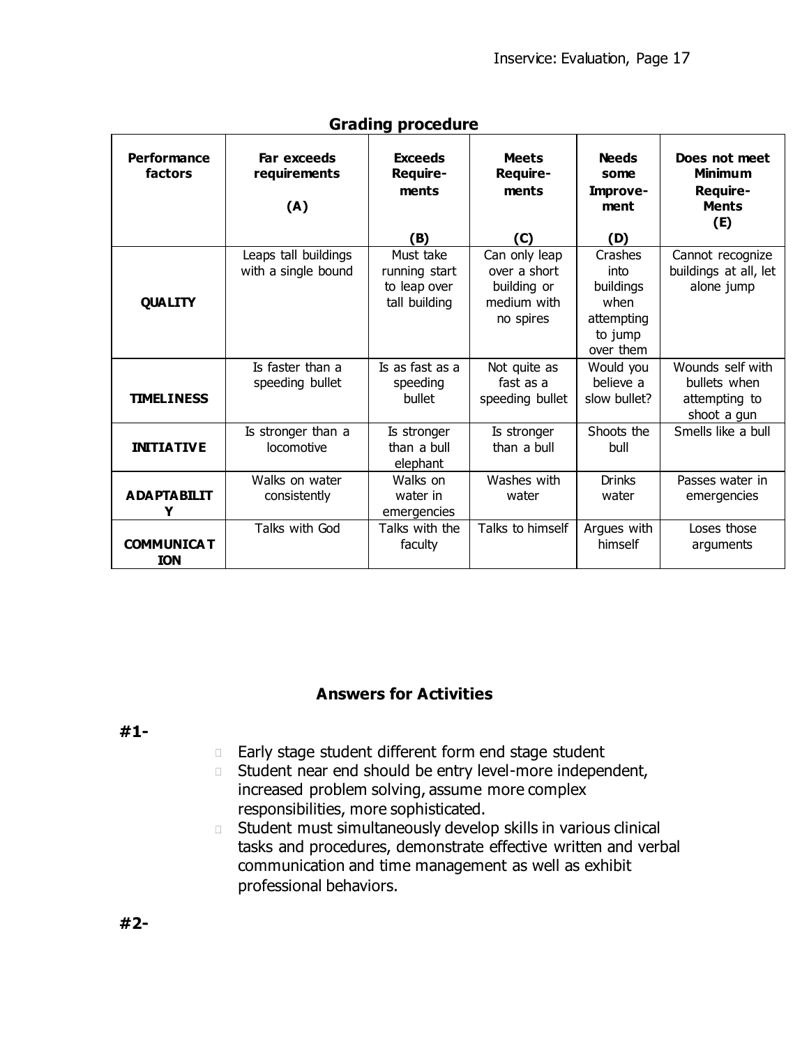## Grading procedure

| Performance factors | Far exceeds requirements (A) | Exceeds Require-ments (B) | Meets Require-ments (C) | Needs some Improve-ment (D) | Does not meet Minimum Require-Ments (E) |
|---|---|---|---|---|---|
| **QUALITY** | Leaps tall buildings with a single bound | Must take running start to leap over tall building | Can only leap over a short building or medium with no spires | Crashes into buildings when attempting to jump over them | Cannot recognize buildings at all, let alone jump |
| **TIMELINESS** | Is faster than a speeding bullet | Is as fast as a speeding bullet | Not quite as fast as a speeding bullet | Would you believe a slow bullet? | Wounds self with bullets when attempting to shoot a gun |
| **INITIATIVE** | Is stronger than a locomotive | Is stronger than a bull elephant | Is stronger than a bull | Shoots the bull | Smells like a bull |
| **ADAPTABILITY** | Walks on water consistently | Walks on water in emergencies | Washes with water | Drinks water | Passes water in emergencies |
| **COMMUNICATION** | Talks with God | Talks with the faculty | Talks to himself | Argues with himself | Loses those arguments |

## Answers for Activities

**#1-**

- Early stage student different form end stage student
- Student near end should be entry level-more independent, increased problem solving, assume more complex responsibilities, more sophisticated.
- Student must simultaneously develop skills in various clinical tasks and procedures, demonstrate effective written and verbal communication and time management as well as exhibit professional behaviors.

**#2-**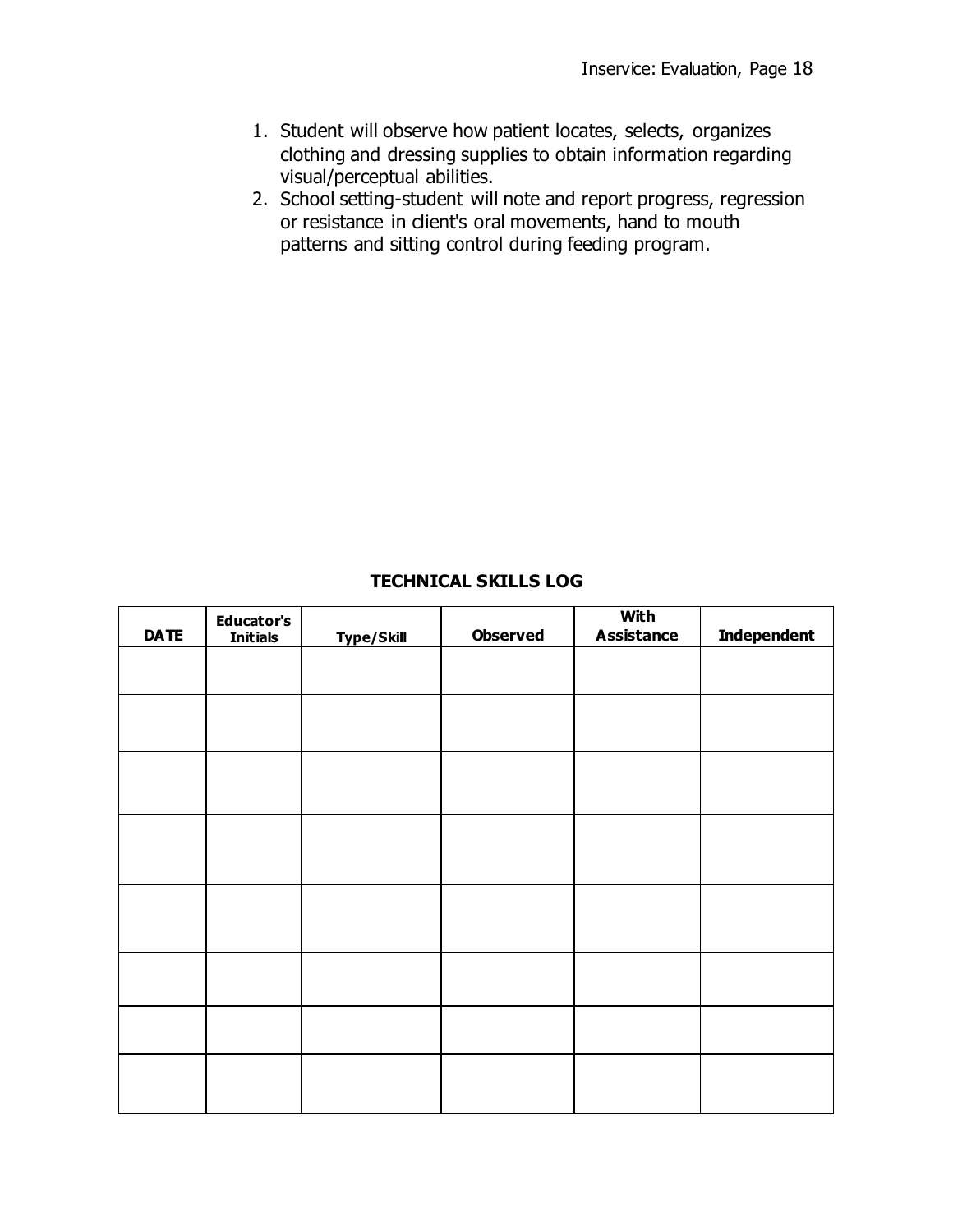1. Student will observe how patient locates, selects, organizes clothing and dressing supplies to obtain information regarding visual/perceptual abilities.
2. School setting-student will note and report progress, regression or resistance in client's oral movements, hand to mouth patterns and sitting control during feeding program.

**TECHNICAL SKILLS LOG**

| DATE | Educator's Initials | Type/Skill | Observed | With Assistance | Independent |
|---|---|---|---|---|---|
| | | | | | |
| | | | | | |
| | | | | | |
| | | | | | |
| | | | | | |
| | | | | | |
| | | | | | |
| | | | | | |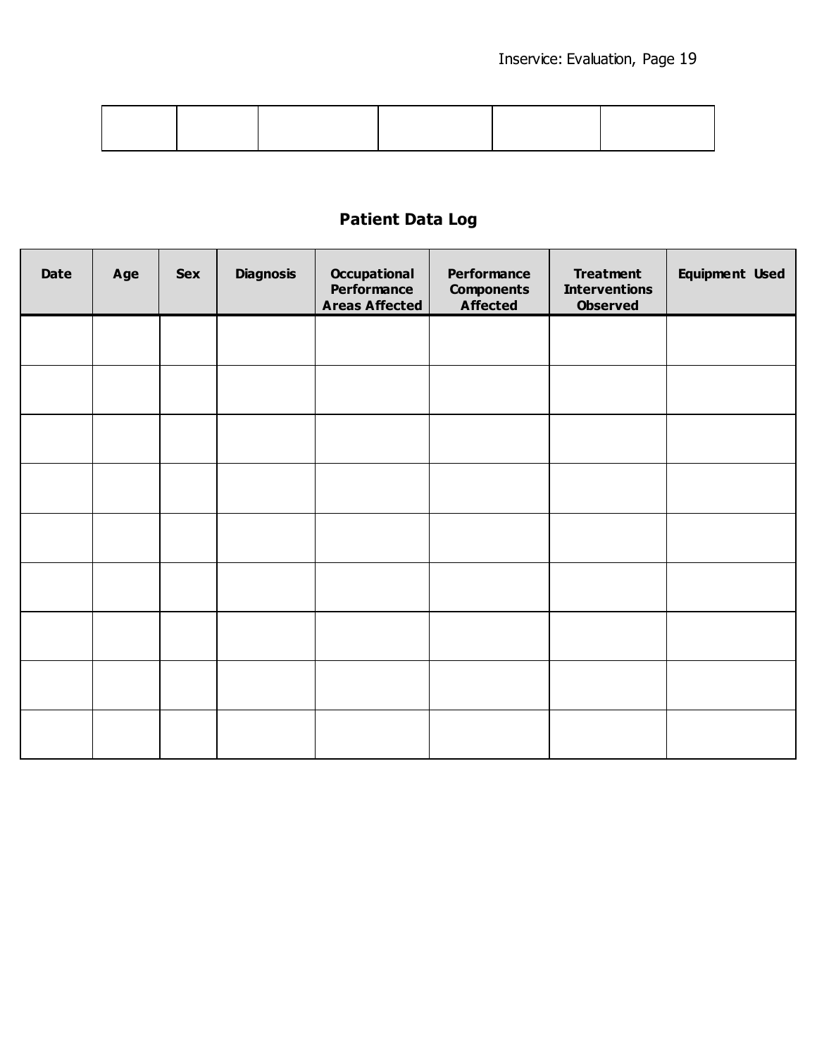| | | | | | |
|---|---|---|---|---|---|
| | | | | | |

## Patient Data Log

| Date | Age | Sex | Diagnosis | Occupational Performance Areas Affected | Performance Components Affected | Treatment Interventions Observed | Equipment Used |
|---|---|---|---|---|---|---|---|
| | | | | | | | |
| | | | | | | | |
| | | | | | | | |
| | | | | | | | |
| | | | | | | | |
| | | | | | | | |
| | | | | | | | |
| | | | | | | | |
| | | | | | | | |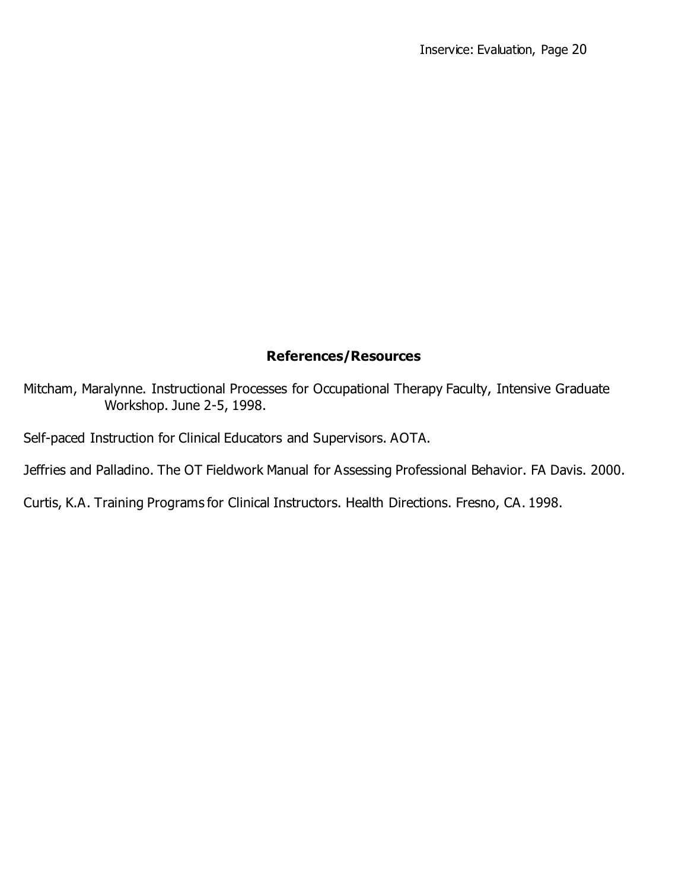## References/Resources

Mitcham, Maralynne. Instructional Processes for Occupational Therapy Faculty, Intensive Graduate Workshop. June 2-5, 1998.

Self-paced Instruction for Clinical Educators and Supervisors. AOTA.

Jeffries and Palladino. The OT Fieldwork Manual for Assessing Professional Behavior. FA Davis. 2000.

Curtis, K.A. Training Programs for Clinical Instructors. Health Directions. Fresno, CA. 1998.